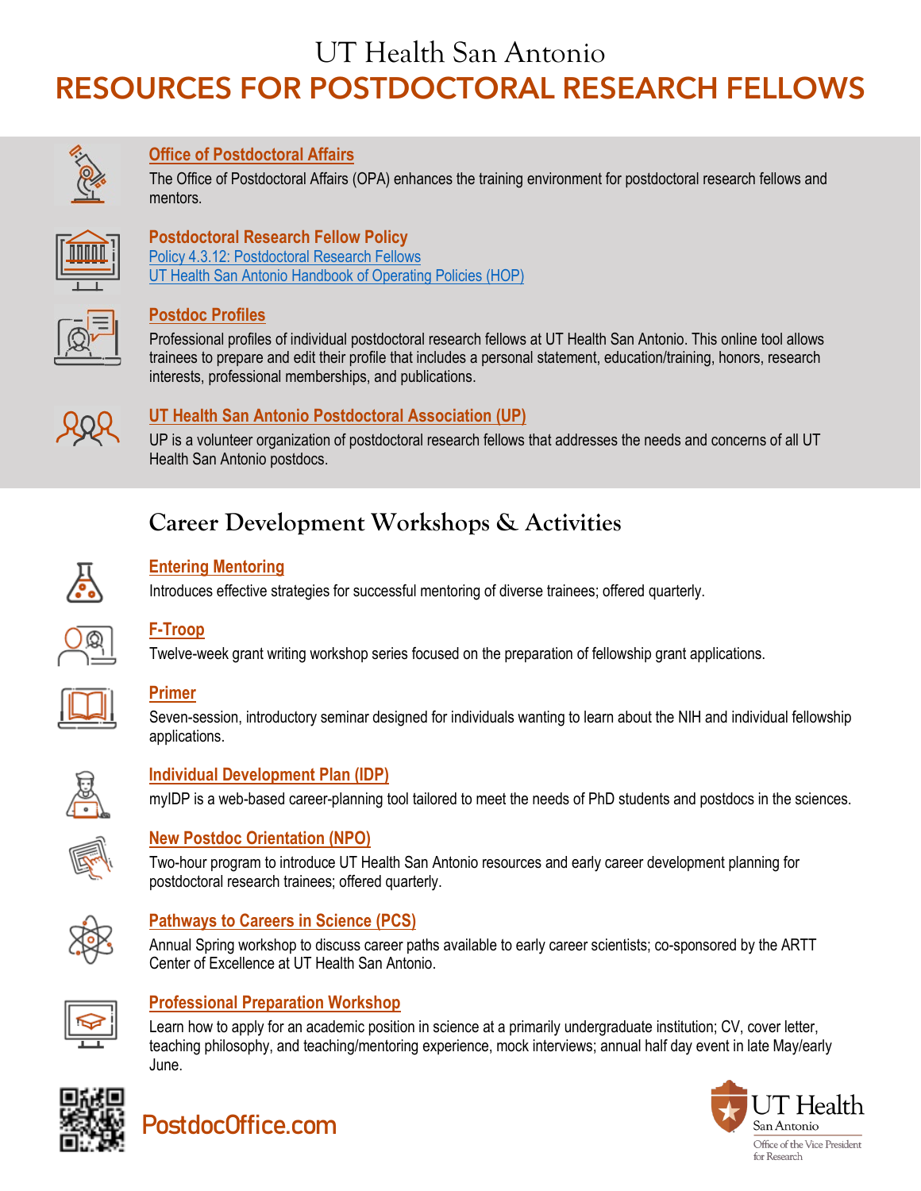# UT Health San Antonio

# RESOURCES FOR POSTDOCTORAL RESEARCH FELLOWS

### Office of Postdoctoral Affairs

The Office of Postdoctoral Affairs (OPA) enhances the training environment for postdoctoral research fellows and mentors.

### Postdoctoral Research Fellow Policy

Policy 4.3.12: Postdoctoral Research Fellows
UT Health San Antonio Handbook of Operating Policies (HOP)

### Postdoc Profiles

Professional profiles of individual postdoctoral research fellows at UT Health San Antonio. This online tool allows trainees to prepare and edit their profile that includes a personal statement, education/training, honors, research interests, professional memberships, and publications.

### UT Health San Antonio Postdoctoral Association (UP)

UP is a volunteer organization of postdoctoral research fellows that addresses the needs and concerns of all UT Health San Antonio postdocs.

## Career Development Workshops & Activities

### Entering Mentoring

Introduces effective strategies for successful mentoring of diverse trainees; offered quarterly.

### F-Troop

Twelve-week grant writing workshop series focused on the preparation of fellowship grant applications.

### Primer

Seven-session, introductory seminar designed for individuals wanting to learn about the NIH and individual fellowship applications.

### Individual Development Plan (IDP)

myIDP is a web-based career-planning tool tailored to meet the needs of PhD students and postdocs in the sciences.

### New Postdoc Orientation (NPO)

Two-hour program to introduce UT Health San Antonio resources and early career development planning for postdoctoral research trainees; offered quarterly.

### Pathways to Careers in Science (PCS)

Annual Spring workshop to discuss career paths available to early career scientists; co-sponsored by the ARTT Center of Excellence at UT Health San Antonio.

### Professional Preparation Workshop

Learn how to apply for an academic position in science at a primarily undergraduate institution; CV, cover letter, teaching philosophy, and teaching/mentoring experience, mock interviews; annual half day event in late May/early June.

PostdocOffice.com

UT Health San Antonio
Office of the Vice President for Research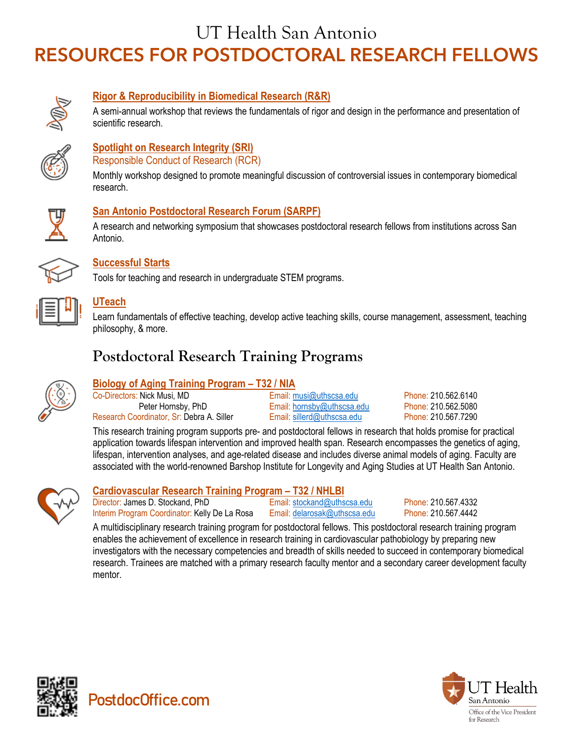UT Health San Antonio

# RESOURCES FOR POSTDOCTORAL RESEARCH FELLOWS

### Rigor & Reproducibility in Biomedical Research (R&R)

A semi-annual workshop that reviews the fundamentals of rigor and design in the performance and presentation of scientific research.

### Spotlight on Research Integrity (SRI)

Responsible Conduct of Research (RCR)

Monthly workshop designed to promote meaningful discussion of controversial issues in contemporary biomedical research.

### San Antonio Postdoctoral Research Forum (SARPF)

A research and networking symposium that showcases postdoctoral research fellows from institutions across San Antonio.

### Successful Starts

Tools for teaching and research in undergraduate STEM programs.

### UTeach

Learn fundamentals of effective teaching, develop active teaching skills, course management, assessment, teaching philosophy, & more.

## Postdoctoral Research Training Programs

### Biology of Aging Training Program – T32 / NIA

| | Email | Phone |
|---|---|---|
| Co-Directors: Nick Musi, MD | musi@uthscsa.edu | 210.562.6140 |
| Peter Hornsby, PhD | hornsby@uthscsa.edu | 210.562.5080 |
| Research Coordinator, Sr: Debra A. Siller | sillerd@uthscsa.edu | 210.567.7290 |

This research training program supports pre- and postdoctoral fellows in research that holds promise for practical application towards lifespan intervention and improved health span. Research encompasses the genetics of aging, lifespan, intervention analyses, and age-related disease and includes diverse animal models of aging. Faculty are associated with the world-renowned Barshop Institute for Longevity and Aging Studies at UT Health San Antonio.

### Cardiovascular Research Training Program – T32 / NHLBI

| | Email | Phone |
|---|---|---|
| Director: James D. Stockand, PhD | stockand@uthscsa.edu | 210.567.4332 |
| Interim Program Coordinator: Kelly De La Rosa | delarosak@uthscsa.edu | 210.567.4442 |

A multidisciplinary research training program for postdoctoral fellows. This postdoctoral research training program enables the achievement of excellence in research training in cardiovascular pathobiology by preparing new investigators with the necessary competencies and breadth of skills needed to succeed in contemporary biomedical research. Trainees are matched with a primary research faculty mentor and a secondary career development faculty mentor.

PostdocOffice.com

UT Health San Antonio
Office of the Vice President for Research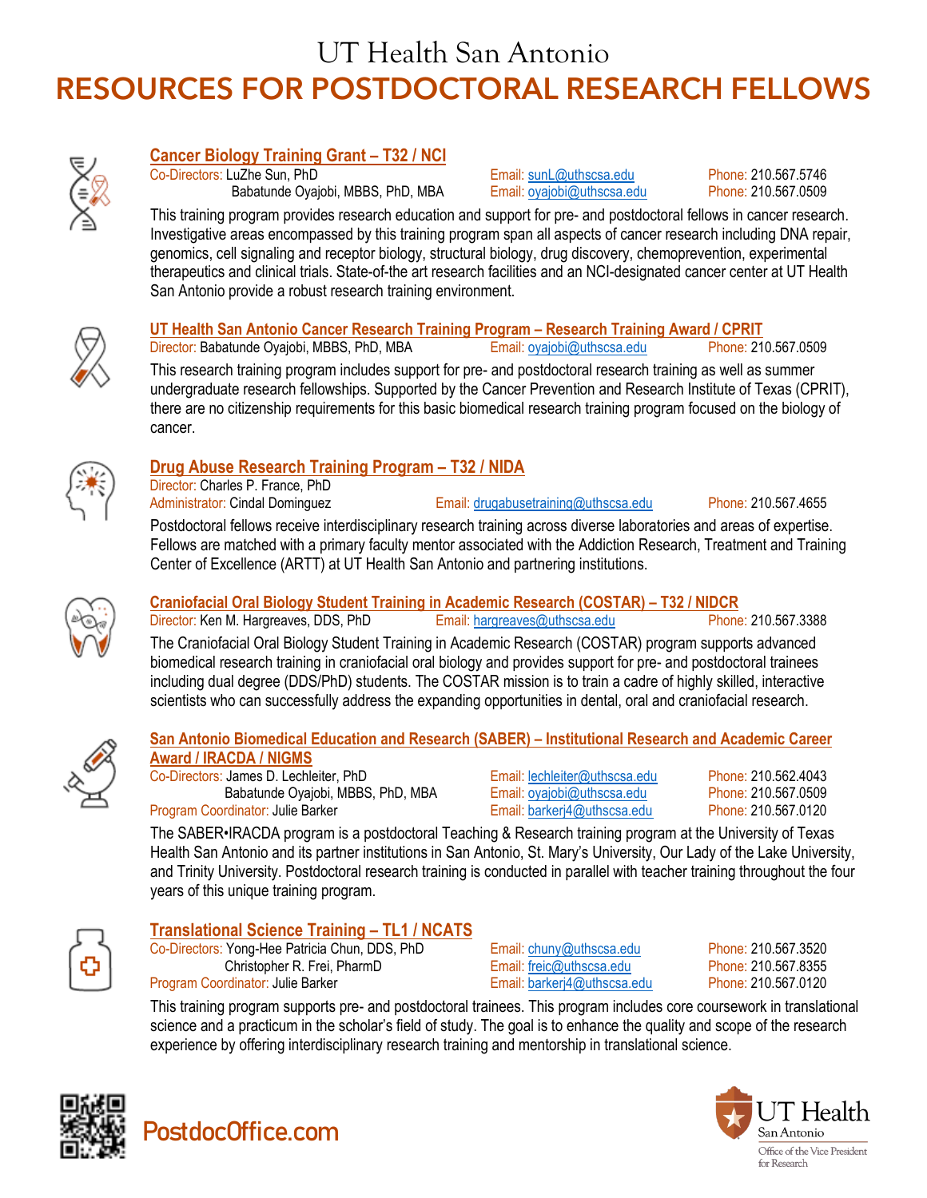# UT Health San Antonio

# RESOURCES FOR POSTDOCTORAL RESEARCH FELLOWS

## Cancer Biology Training Grant – T32 / NCI

Co-Directors: LuZhe Sun, PhD — Email: sunL@uthscsa.edu — Phone: 210.567.5746
Babatunde Oyajobi, MBBS, PhD, MBA — Email: oyajobi@uthscsa.edu — Phone: 210.567.0509

This training program provides research education and support for pre- and postdoctoral fellows in cancer research. Investigative areas encompassed by this training program span all aspects of cancer research including DNA repair, genomics, cell signaling and receptor biology, structural biology, drug discovery, chemoprevention, experimental therapeutics and clinical trials. State-of-the art research facilities and an NCI-designated cancer center at UT Health San Antonio provide a robust research training environment.

## UT Health San Antonio Cancer Research Training Program – Research Training Award / CPRIT

Director: Babatunde Oyajobi, MBBS, PhD, MBA — Email: oyajobi@uthscsa.edu — Phone: 210.567.0509

This research training program includes support for pre- and postdoctoral research training as well as summer undergraduate research fellowships. Supported by the Cancer Prevention and Research Institute of Texas (CPRIT), there are no citizenship requirements for this basic biomedical research training program focused on the biology of cancer.

## Drug Abuse Research Training Program – T32 / NIDA

Director: Charles P. France, PhD
Administrator: Cindal Dominguez — Email: drugabusetraining@uthscsa.edu — Phone: 210.567.4655

Postdoctoral fellows receive interdisciplinary research training across diverse laboratories and areas of expertise. Fellows are matched with a primary faculty mentor associated with the Addiction Research, Treatment and Training Center of Excellence (ARTT) at UT Health San Antonio and partnering institutions.

## Craniofacial Oral Biology Student Training in Academic Research (COSTAR) – T32 / NIDCR

Director: Ken M. Hargreaves, DDS, PhD — Email: hargreaves@uthscsa.edu — Phone: 210.567.3388

The Craniofacial Oral Biology Student Training in Academic Research (COSTAR) program supports advanced biomedical research training in craniofacial oral biology and provides support for pre- and postdoctoral trainees including dual degree (DDS/PhD) students. The COSTAR mission is to train a cadre of highly skilled, interactive scientists who can successfully address the expanding opportunities in dental, oral and craniofacial research.

## San Antonio Biomedical Education and Research (SABER) – Institutional Research and Academic Career Award / IRACDA / NIGMS

Co-Directors: James D. Lechleiter, PhD — Email: lechleiter@uthscsa.edu — Phone: 210.562.4043
Babatunde Oyajobi, MBBS, PhD, MBA — Email: oyajobi@uthscsa.edu — Phone: 210.567.0509
Program Coordinator: Julie Barker — Email: barkerj4@uthscsa.edu — Phone: 210.567.0120

The SABER•IRACDA program is a postdoctoral Teaching & Research training program at the University of Texas Health San Antonio and its partner institutions in San Antonio, St. Mary's University, Our Lady of the Lake University, and Trinity University. Postdoctoral research training is conducted in parallel with teacher training throughout the four years of this unique training program.

## Translational Science Training – TL1 / NCATS

Co-Directors: Yong-Hee Patricia Chun, DDS, PhD — Email: chuny@uthscsa.edu — Phone: 210.567.3520
Christopher R. Frei, PharmD — Email: freic@uthscsa.edu — Phone: 210.567.8355
Program Coordinator: Julie Barker — Email: barkerj4@uthscsa.edu — Phone: 210.567.0120

This training program supports pre- and postdoctoral trainees. This program includes core coursework in translational science and a practicum in the scholar's field of study. The goal is to enhance the quality and scope of the research experience by offering interdisciplinary research training and mentorship in translational science.

PostdocOffice.com

UT Health San Antonio
Office of the Vice President for Research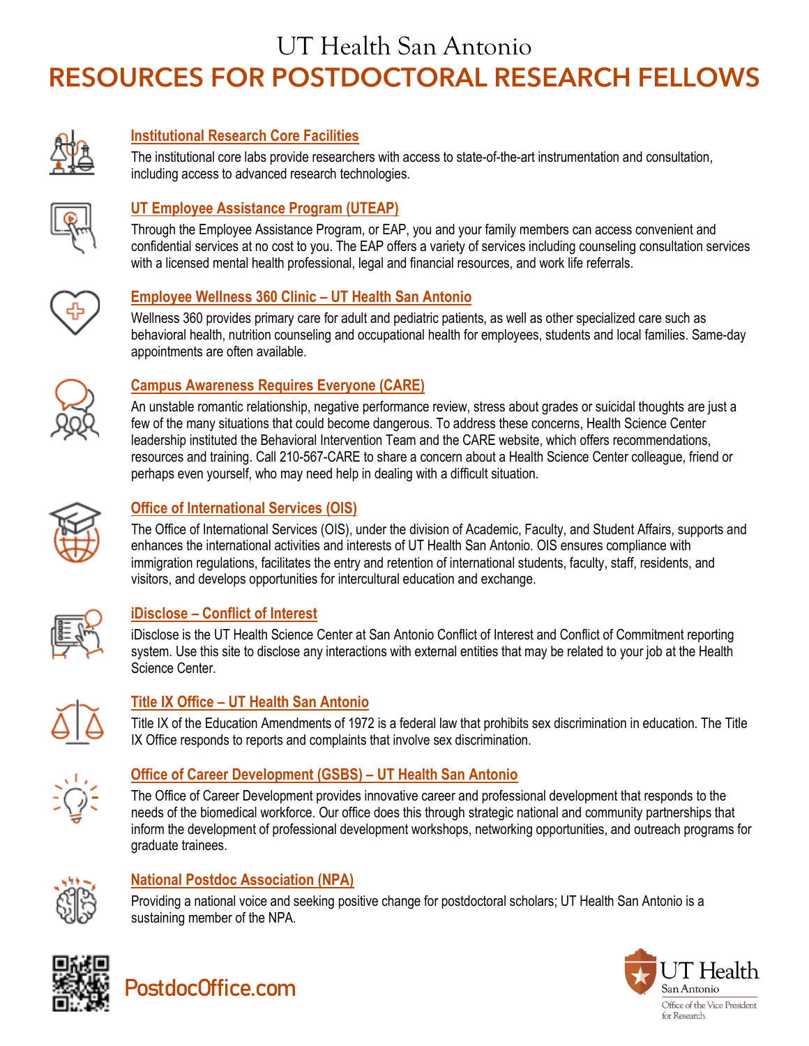UT Health San Antonio

# RESOURCES FOR POSTDOCTORAL RESEARCH FELLOWS

## Institutional Research Core Facilities

The institutional core labs provide researchers with access to state-of-the-art instrumentation and consultation, including access to advanced research technologies.

## UT Employee Assistance Program (UTEAP)

Through the Employee Assistance Program, or EAP, you and your family members can access convenient and confidential services at no cost to you. The EAP offers a variety of services including counseling consultation services with a licensed mental health professional, legal and financial resources, and work life referrals.

## Employee Wellness 360 Clinic – UT Health San Antonio

Wellness 360 provides primary care for adult and pediatric patients, as well as other specialized care such as behavioral health, nutrition counseling and occupational health for employees, students and local families. Same-day appointments are often available.

## Campus Awareness Requires Everyone (CARE)

An unstable romantic relationship, negative performance review, stress about grades or suicidal thoughts are just a few of the many situations that could become dangerous. To address these concerns, Health Science Center leadership instituted the Behavioral Intervention Team and the CARE website, which offers recommendations, resources and training. Call 210-567-CARE to share a concern about a Health Science Center colleague, friend or perhaps even yourself, who may need help in dealing with a difficult situation.

## Office of International Services (OIS)

The Office of International Services (OIS), under the division of Academic, Faculty, and Student Affairs, supports and enhances the international activities and interests of UT Health San Antonio. OIS ensures compliance with immigration regulations, facilitates the entry and retention of international students, faculty, staff, residents, and visitors, and develops opportunities for intercultural education and exchange.

## iDisclose – Conflict of Interest

iDisclose is the UT Health Science Center at San Antonio Conflict of Interest and Conflict of Commitment reporting system. Use this site to disclose any interactions with external entities that may be related to your job at the Health Science Center.

## Title IX Office – UT Health San Antonio

Title IX of the Education Amendments of 1972 is a federal law that prohibits sex discrimination in education. The Title IX Office responds to reports and complaints that involve sex discrimination.

## Office of Career Development (GSBS) – UT Health San Antonio

The Office of Career Development provides innovative career and professional development that responds to the needs of the biomedical workforce. Our office does this through strategic national and community partnerships that inform the development of professional development workshops, networking opportunities, and outreach programs for graduate trainees.

## National Postdoc Association (NPA)

Providing a national voice and seeking positive change for postdoctoral scholars; UT Health San Antonio is a sustaining member of the NPA.

PostdocOffice.com

UT Health San Antonio
Office of the Vice President for Research